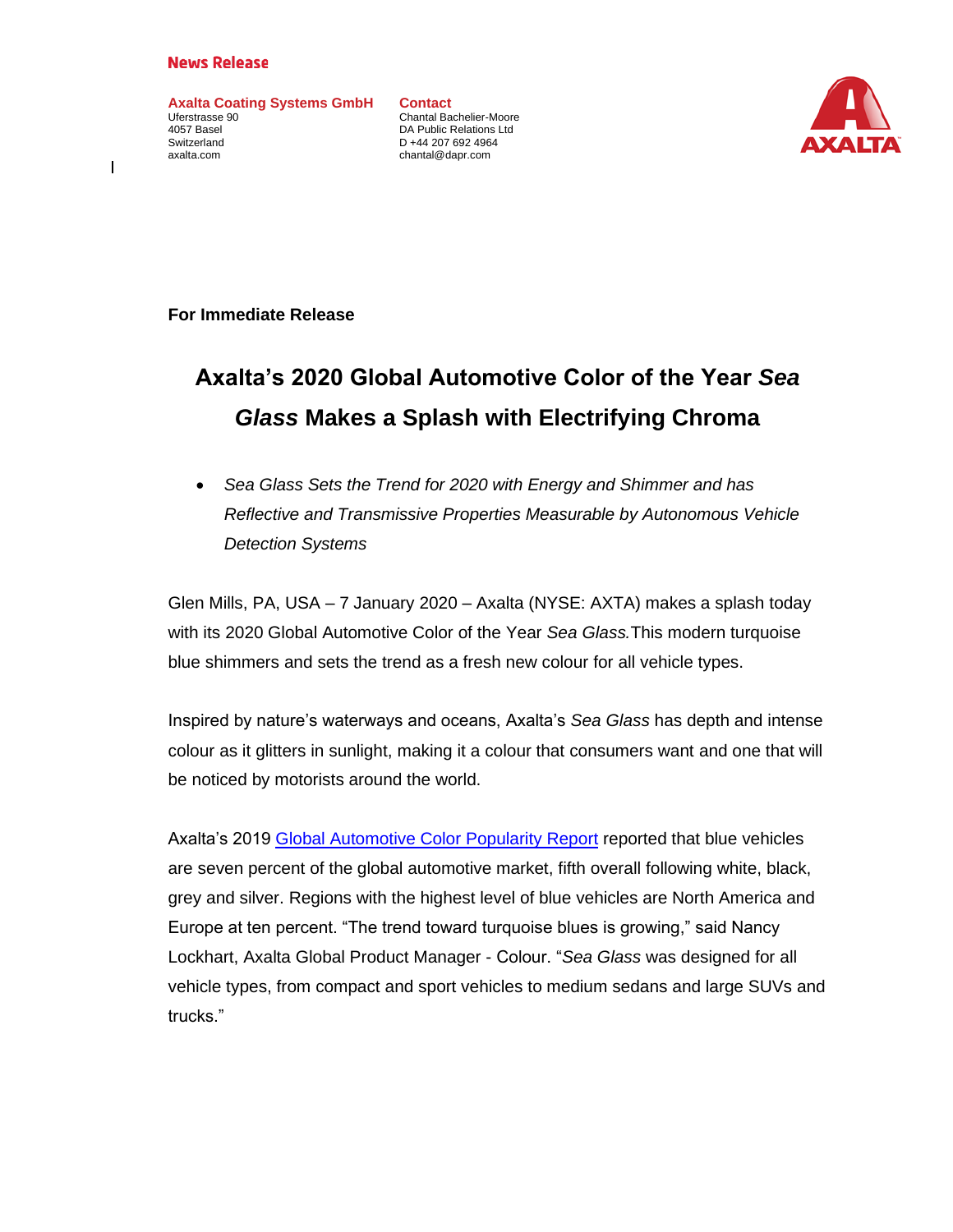**News Release**

**Axalta Coating Systems GmbH**
Uferstrasse 90
4057 Basel
Switzerland
axalta.com

**Contact**
Chantal Bachelier-Moore
DA Public Relations Ltd
D +44 207 692 4964
chantal@dapr.com

**For Immediate Release**

# Axalta's 2020 Global Automotive Color of the Year *Sea Glass* Makes a Splash with Electrifying Chroma

- *Sea Glass Sets the Trend for 2020 with Energy and Shimmer and has Reflective and Transmissive Properties Measurable by Autonomous Vehicle Detection Systems*

Glen Mills, PA, USA – 7 January 2020 – Axalta (NYSE: AXTA) makes a splash today with its 2020 Global Automotive Color of the Year *Sea Glass.* This modern turquoise blue shimmers and sets the trend as a fresh new colour for all vehicle types.

Inspired by nature's waterways and oceans, Axalta's *Sea Glass* has depth and intense colour as it glitters in sunlight, making it a colour that consumers want and one that will be noticed by motorists around the world.

Axalta's 2019 Global Automotive Color Popularity Report reported that blue vehicles are seven percent of the global automotive market, fifth overall following white, black, grey and silver. Regions with the highest level of blue vehicles are North America and Europe at ten percent. "The trend toward turquoise blues is growing," said Nancy Lockhart, Axalta Global Product Manager - Colour. "*Sea Glass* was designed for all vehicle types, from compact and sport vehicles to medium sedans and large SUVs and trucks."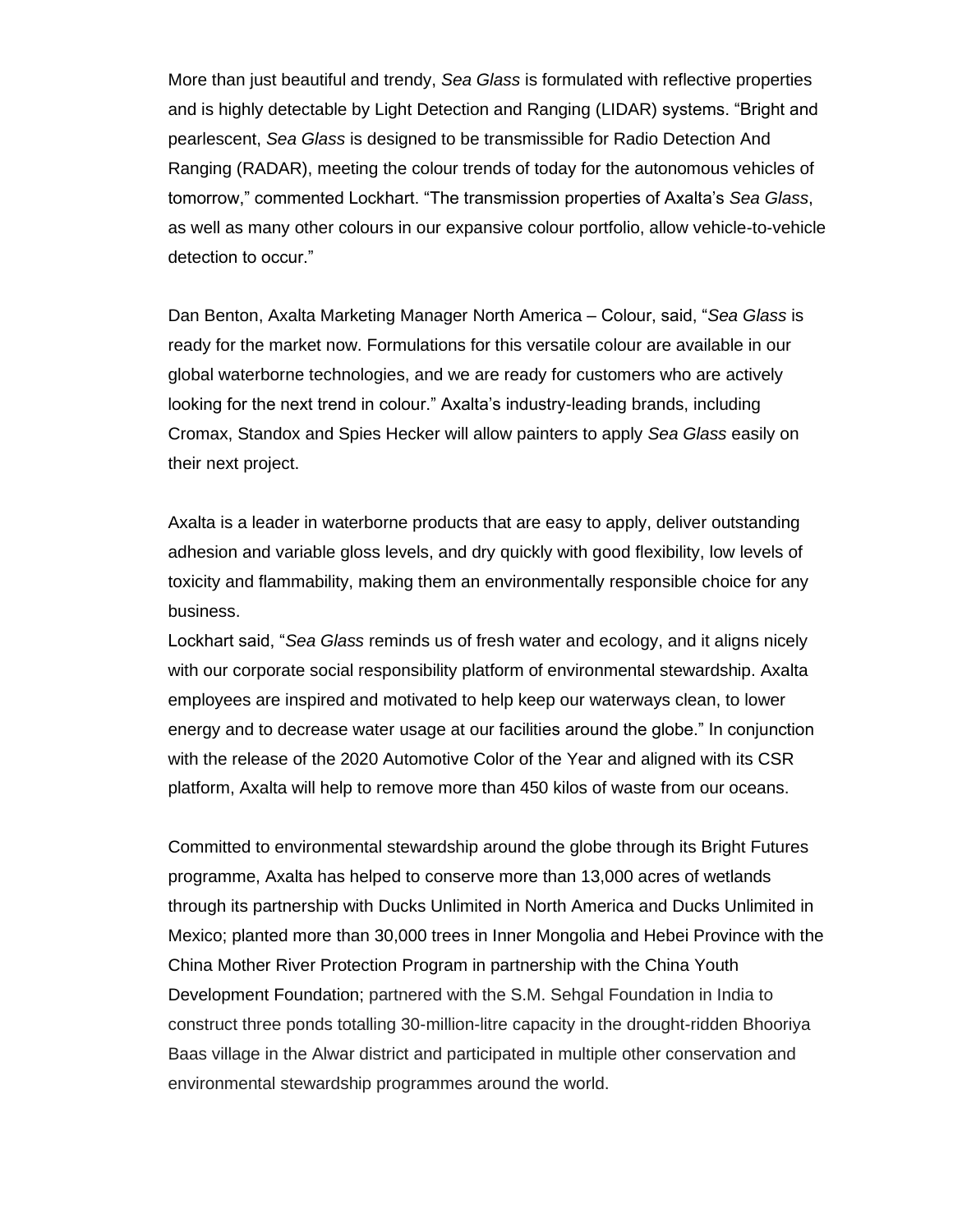More than just beautiful and trendy, *Sea Glass* is formulated with reflective properties and is highly detectable by Light Detection and Ranging (LIDAR) systems. "Bright and pearlescent, *Sea Glass* is designed to be transmissible for Radio Detection And Ranging (RADAR), meeting the colour trends of today for the autonomous vehicles of tomorrow," commented Lockhart. "The transmission properties of Axalta's *Sea Glass*, as well as many other colours in our expansive colour portfolio, allow vehicle-to-vehicle detection to occur."

Dan Benton, Axalta Marketing Manager North America – Colour, said, "*Sea Glass* is ready for the market now. Formulations for this versatile colour are available in our global waterborne technologies, and we are ready for customers who are actively looking for the next trend in colour." Axalta's industry-leading brands, including Cromax, Standox and Spies Hecker will allow painters to apply *Sea Glass* easily on their next project.

Axalta is a leader in waterborne products that are easy to apply, deliver outstanding adhesion and variable gloss levels, and dry quickly with good flexibility, low levels of toxicity and flammability, making them an environmentally responsible choice for any business.

Lockhart said, "*Sea Glass* reminds us of fresh water and ecology, and it aligns nicely with our corporate social responsibility platform of environmental stewardship. Axalta employees are inspired and motivated to help keep our waterways clean, to lower energy and to decrease water usage at our facilities around the globe." In conjunction with the release of the 2020 Automotive Color of the Year and aligned with its CSR platform, Axalta will help to remove more than 450 kilos of waste from our oceans.

Committed to environmental stewardship around the globe through its Bright Futures programme, Axalta has helped to conserve more than 13,000 acres of wetlands through its partnership with Ducks Unlimited in North America and Ducks Unlimited in Mexico; planted more than 30,000 trees in Inner Mongolia and Hebei Province with the China Mother River Protection Program in partnership with the China Youth Development Foundation; partnered with the S.M. Sehgal Foundation in India to construct three ponds totalling 30-million-litre capacity in the drought-ridden Bhooriya Baas village in the Alwar district and participated in multiple other conservation and environmental stewardship programmes around the world.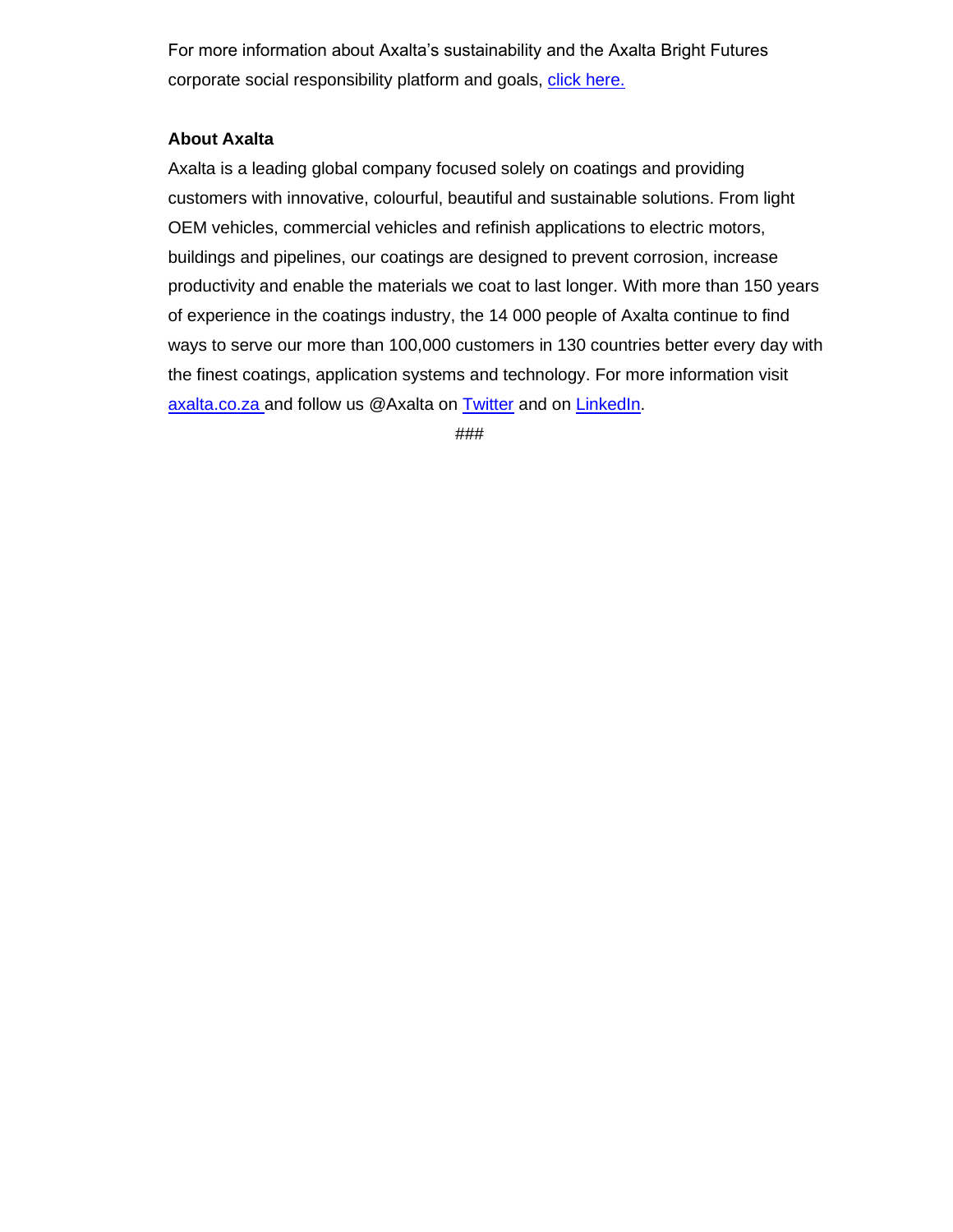For more information about Axalta's sustainability and the Axalta Bright Futures corporate social responsibility platform and goals, [click here.]()

**About Axalta**

Axalta is a leading global company focused solely on coatings and providing customers with innovative, colourful, beautiful and sustainable solutions. From light OEM vehicles, commercial vehicles and refinish applications to electric motors, buildings and pipelines, our coatings are designed to prevent corrosion, increase productivity and enable the materials we coat to last longer. With more than 150 years of experience in the coatings industry, the 14 000 people of Axalta continue to find ways to serve our more than 100,000 customers in 130 countries better every day with the finest coatings, application systems and technology. For more information visit [axalta.co.za]() and follow us @Axalta on [Twitter]() and on [LinkedIn]().

###